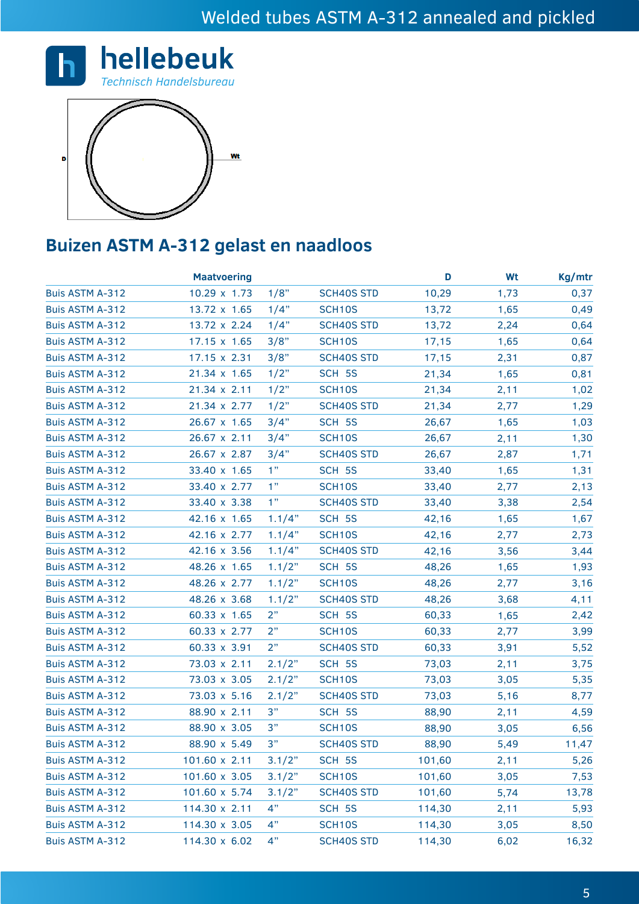# Welded tubes ASTM A-312 annealed and pickled

**hellebeuk**
*Technisch Handelsbureau*

D

Wt

## Buizen ASTM A-312 gelast en naadloos

| | Maatvoering | | | D | Wt | Kg/mtr |
|---|---|---|---|---|---|---|
| Buis ASTM A-312 | 10.29 x 1.73 | 1/8" | SCH40S STD | 10,29 | 1,73 | 0,37 |
| Buis ASTM A-312 | 13.72 x 1.65 | 1/4" | SCH10S | 13,72 | 1,65 | 0,49 |
| Buis ASTM A-312 | 13.72 x 2.24 | 1/4" | SCH40S STD | 13,72 | 2,24 | 0,64 |
| Buis ASTM A-312 | 17.15 x 1.65 | 3/8" | SCH10S | 17,15 | 1,65 | 0,64 |
| Buis ASTM A-312 | 17.15 x 2.31 | 3/8" | SCH40S STD | 17,15 | 2,31 | 0,87 |
| Buis ASTM A-312 | 21.34 x 1.65 | 1/2" | SCH 5S | 21,34 | 1,65 | 0,81 |
| Buis ASTM A-312 | 21.34 x 2.11 | 1/2" | SCH10S | 21,34 | 2,11 | 1,02 |
| Buis ASTM A-312 | 21.34 x 2.77 | 1/2" | SCH40S STD | 21,34 | 2,77 | 1,29 |
| Buis ASTM A-312 | 26.67 x 1.65 | 3/4" | SCH 5S | 26,67 | 1,65 | 1,03 |
| Buis ASTM A-312 | 26.67 x 2.11 | 3/4" | SCH10S | 26,67 | 2,11 | 1,30 |
| Buis ASTM A-312 | 26.67 x 2.87 | 3/4" | SCH40S STD | 26,67 | 2,87 | 1,71 |
| Buis ASTM A-312 | 33.40 x 1.65 | 1" | SCH 5S | 33,40 | 1,65 | 1,31 |
| Buis ASTM A-312 | 33.40 x 2.77 | 1" | SCH10S | 33,40 | 2,77 | 2,13 |
| Buis ASTM A-312 | 33.40 x 3.38 | 1" | SCH40S STD | 33,40 | 3,38 | 2,54 |
| Buis ASTM A-312 | 42.16 x 1.65 | 1.1/4" | SCH 5S | 42,16 | 1,65 | 1,67 |
| Buis ASTM A-312 | 42.16 x 2.77 | 1.1/4" | SCH10S | 42,16 | 2,77 | 2,73 |
| Buis ASTM A-312 | 42.16 x 3.56 | 1.1/4" | SCH40S STD | 42,16 | 3,56 | 3,44 |
| Buis ASTM A-312 | 48.26 x 1.65 | 1.1/2" | SCH 5S | 48,26 | 1,65 | 1,93 |
| Buis ASTM A-312 | 48.26 x 2.77 | 1.1/2" | SCH10S | 48,26 | 2,77 | 3,16 |
| Buis ASTM A-312 | 48.26 x 3.68 | 1.1/2" | SCH40S STD | 48,26 | 3,68 | 4,11 |
| Buis ASTM A-312 | 60.33 x 1.65 | 2" | SCH 5S | 60,33 | 1,65 | 2,42 |
| Buis ASTM A-312 | 60.33 x 2.77 | 2" | SCH10S | 60,33 | 2,77 | 3,99 |
| Buis ASTM A-312 | 60.33 x 3.91 | 2" | SCH40S STD | 60,33 | 3,91 | 5,52 |
| Buis ASTM A-312 | 73.03 x 2.11 | 2.1/2" | SCH 5S | 73,03 | 2,11 | 3,75 |
| Buis ASTM A-312 | 73.03 x 3.05 | 2.1/2" | SCH10S | 73,03 | 3,05 | 5,35 |
| Buis ASTM A-312 | 73.03 x 5.16 | 2.1/2" | SCH40S STD | 73,03 | 5,16 | 8,77 |
| Buis ASTM A-312 | 88.90 x 2.11 | 3" | SCH 5S | 88,90 | 2,11 | 4,59 |
| Buis ASTM A-312 | 88.90 x 3.05 | 3" | SCH10S | 88,90 | 3,05 | 6,56 |
| Buis ASTM A-312 | 88.90 x 5.49 | 3" | SCH40S STD | 88,90 | 5,49 | 11,47 |
| Buis ASTM A-312 | 101.60 x 2.11 | 3.1/2" | SCH 5S | 101,60 | 2,11 | 5,26 |
| Buis ASTM A-312 | 101.60 x 3.05 | 3.1/2" | SCH10S | 101,60 | 3,05 | 7,53 |
| Buis ASTM A-312 | 101.60 x 5.74 | 3.1/2" | SCH40S STD | 101,60 | 5,74 | 13,78 |
| Buis ASTM A-312 | 114.30 x 2.11 | 4" | SCH 5S | 114,30 | 2,11 | 5,93 |
| Buis ASTM A-312 | 114.30 x 3.05 | 4" | SCH10S | 114,30 | 3,05 | 8,50 |
| Buis ASTM A-312 | 114.30 x 6.02 | 4" | SCH40S STD | 114,30 | 6,02 | 16,32 |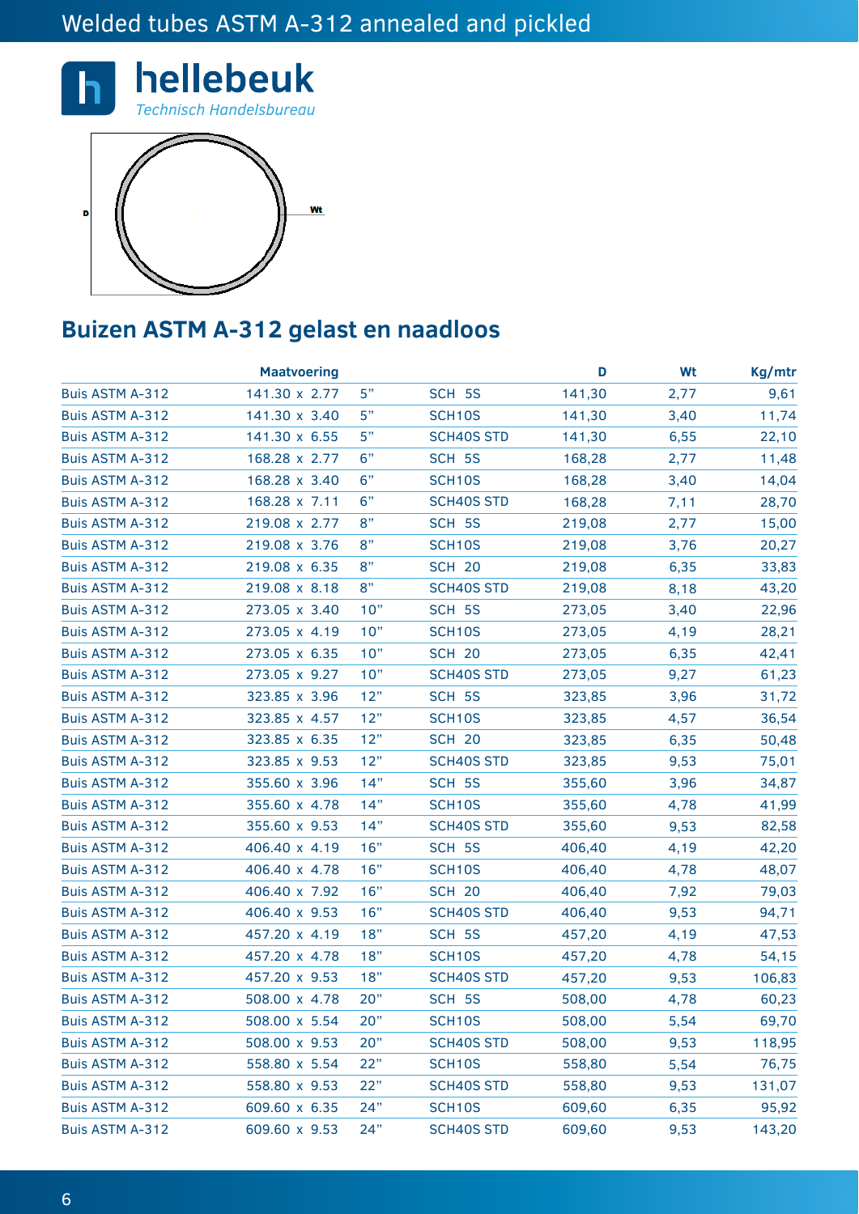# Welded tubes ASTM A-312 annealed and pickled

hellebeuk

*Technisch Handelsbureau*

D

Wt

## Buizen ASTM A-312 gelast en naadloos

| | Maatvoering | | | D | Wt | Kg/mtr |
|---|---|---|---|---|---|---|
| Buis ASTM A-312 | 141.30 x 2.77 | 5” | SCH 5S | 141,30 | 2,77 | 9,61 |
| Buis ASTM A-312 | 141.30 x 3.40 | 5” | SCH10S | 141,30 | 3,40 | 11,74 |
| Buis ASTM A-312 | 141.30 x 6.55 | 5” | SCH40S STD | 141,30 | 6,55 | 22,10 |
| Buis ASTM A-312 | 168.28 x 2.77 | 6” | SCH 5S | 168,28 | 2,77 | 11,48 |
| Buis ASTM A-312 | 168.28 x 3.40 | 6” | SCH10S | 168,28 | 3,40 | 14,04 |
| Buis ASTM A-312 | 168.28 x 7.11 | 6” | SCH40S STD | 168,28 | 7,11 | 28,70 |
| Buis ASTM A-312 | 219.08 x 2.77 | 8” | SCH 5S | 219,08 | 2,77 | 15,00 |
| Buis ASTM A-312 | 219.08 x 3.76 | 8” | SCH10S | 219,08 | 3,76 | 20,27 |
| Buis ASTM A-312 | 219.08 x 6.35 | 8” | SCH 20 | 219,08 | 6,35 | 33,83 |
| Buis ASTM A-312 | 219.08 x 8.18 | 8” | SCH40S STD | 219,08 | 8,18 | 43,20 |
| Buis ASTM A-312 | 273.05 x 3.40 | 10” | SCH 5S | 273,05 | 3,40 | 22,96 |
| Buis ASTM A-312 | 273.05 x 4.19 | 10” | SCH10S | 273,05 | 4,19 | 28,21 |
| Buis ASTM A-312 | 273.05 x 6.35 | 10” | SCH 20 | 273,05 | 6,35 | 42,41 |
| Buis ASTM A-312 | 273.05 x 9.27 | 10” | SCH40S STD | 273,05 | 9,27 | 61,23 |
| Buis ASTM A-312 | 323.85 x 3.96 | 12” | SCH 5S | 323,85 | 3,96 | 31,72 |
| Buis ASTM A-312 | 323.85 x 4.57 | 12” | SCH10S | 323,85 | 4,57 | 36,54 |
| Buis ASTM A-312 | 323.85 x 6.35 | 12” | SCH 20 | 323,85 | 6,35 | 50,48 |
| Buis ASTM A-312 | 323.85 x 9.53 | 12” | SCH40S STD | 323,85 | 9,53 | 75,01 |
| Buis ASTM A-312 | 355.60 x 3.96 | 14” | SCH 5S | 355,60 | 3,96 | 34,87 |
| Buis ASTM A-312 | 355.60 x 4.78 | 14” | SCH10S | 355,60 | 4,78 | 41,99 |
| Buis ASTM A-312 | 355.60 x 9.53 | 14” | SCH40S STD | 355,60 | 9,53 | 82,58 |
| Buis ASTM A-312 | 406.40 x 4.19 | 16” | SCH 5S | 406,40 | 4,19 | 42,20 |
| Buis ASTM A-312 | 406.40 x 4.78 | 16” | SCH10S | 406,40 | 4,78 | 48,07 |
| Buis ASTM A-312 | 406.40 x 7.92 | 16” | SCH 20 | 406,40 | 7,92 | 79,03 |
| Buis ASTM A-312 | 406.40 x 9.53 | 16” | SCH40S STD | 406,40 | 9,53 | 94,71 |
| Buis ASTM A-312 | 457.20 x 4.19 | 18” | SCH 5S | 457,20 | 4,19 | 47,53 |
| Buis ASTM A-312 | 457.20 x 4.78 | 18” | SCH10S | 457,20 | 4,78 | 54,15 |
| Buis ASTM A-312 | 457.20 x 9.53 | 18” | SCH40S STD | 457,20 | 9,53 | 106,83 |
| Buis ASTM A-312 | 508.00 x 4.78 | 20” | SCH 5S | 508,00 | 4,78 | 60,23 |
| Buis ASTM A-312 | 508.00 x 5.54 | 20” | SCH10S | 508,00 | 5,54 | 69,70 |
| Buis ASTM A-312 | 508.00 x 9.53 | 20” | SCH40S STD | 508,00 | 9,53 | 118,95 |
| Buis ASTM A-312 | 558.80 x 5.54 | 22” | SCH10S | 558,80 | 5,54 | 76,75 |
| Buis ASTM A-312 | 558.80 x 9.53 | 22” | SCH40S STD | 558,80 | 9,53 | 131,07 |
| Buis ASTM A-312 | 609.60 x 6.35 | 24” | SCH10S | 609,60 | 6,35 | 95,92 |
| Buis ASTM A-312 | 609.60 x 9.53 | 24” | SCH40S STD | 609,60 | 9,53 | 143,20 |